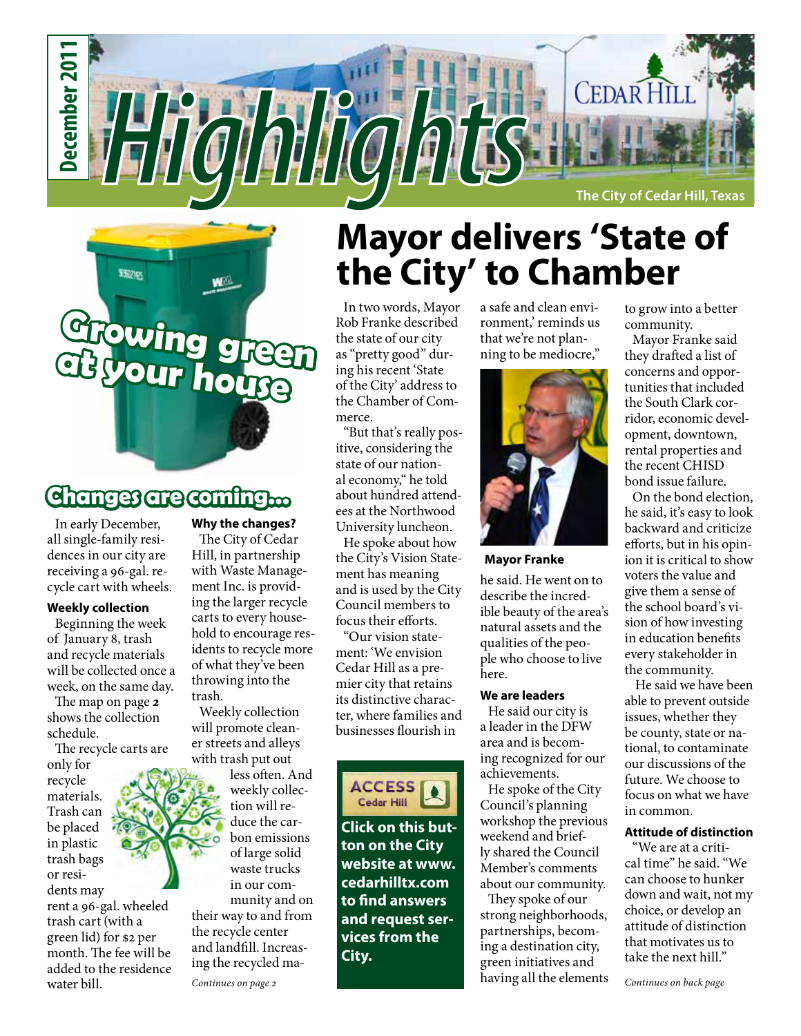# Highlights

December 2011

Cedar Hill

The City of Cedar Hill, Texas

## Growing green at your house

### Changes are coming...

In early December, all single-family residences in our city are receiving a 96-gal. recycle cart with wheels.

**Weekly collection**

Beginning the week of January 8, trash and recycle materials will be collected once a week, on the same day.

The map on page ***2*** shows the collection schedule.

The recycle carts are only for recycle materials. Trash can be placed in plastic trash bags or residents may rent a 96-gal. wheeled trash cart (with a green lid) for $2 per month. The fee will be added to the residence water bill.

**Why the changes?**

The City of Cedar Hill, in partnership with Waste Management Inc. is providing the larger recycle carts to every household to encourage residents to recycle more of what they've been throwing into the trash.

Weekly collection will promote cleaner streets and alleys with trash put out less often. And weekly collection will reduce the carbon emissions of large solid waste trucks in our community and on their way to and from the recycle center and landfill. Increasing the recycled ma-

*Continues on page 2*

## Mayor delivers 'State of the City' to Chamber

In two words, Mayor Rob Franke described the state of our city as "pretty good" during his recent 'State of the City' address to the Chamber of Commerce.

"But that's really positive, considering the state of our national economy," he told about hundred attendees at the Northwood University luncheon.

He spoke about how the City's Vision Statement has meaning and is used by the City Council members to focus their efforts.

"Our vision statement: 'We envision Cedar Hill as a premier city that retains its distinctive character, where families and businesses flourish in a safe and clean environment,' reminds us that we're not planning to be mediocre," he said. He went on to describe the incredible beauty of the area's natural assets and the qualities of the people who choose to live here.

**Mayor Franke**

**We are leaders**

He said our city is a leader in the DFW area and is becoming recognized for our achievements.

He spoke of the City Council's planning workshop the previous weekend and briefly shared the Council Member's comments about our community.

They spoke of our strong neighborhoods, partnerships, becoming a destination city, green initiatives and having all the elements to grow into a better community.

Mayor Franke said they drafted a list of concerns and opportunities that included the South Clark corridor, economic development, downtown, rental properties and the recent CHISD bond issue failure.

On the bond election, he said, it's easy to look backward and criticize efforts, but in his opinion it is critical to show voters the value and give them a sense of the school board's vision of how investing in education benefits every stakeholder in the community.

He said we have been able to prevent outside issues, whether they be county, state or national, to contaminate our discussions of the future. We choose to focus on what we have in common.

**Attitude of distinction**

"We are at a critical time" he said. "We can choose to hunker down and wait, not my choice, or develop an attitude of distinction that motivates us to take the next hill."

*Continues on back page*

ACCESS Cedar Hill

**Click on this button on the City website at www.cedarhilltx.com to find answers and request services from the City.**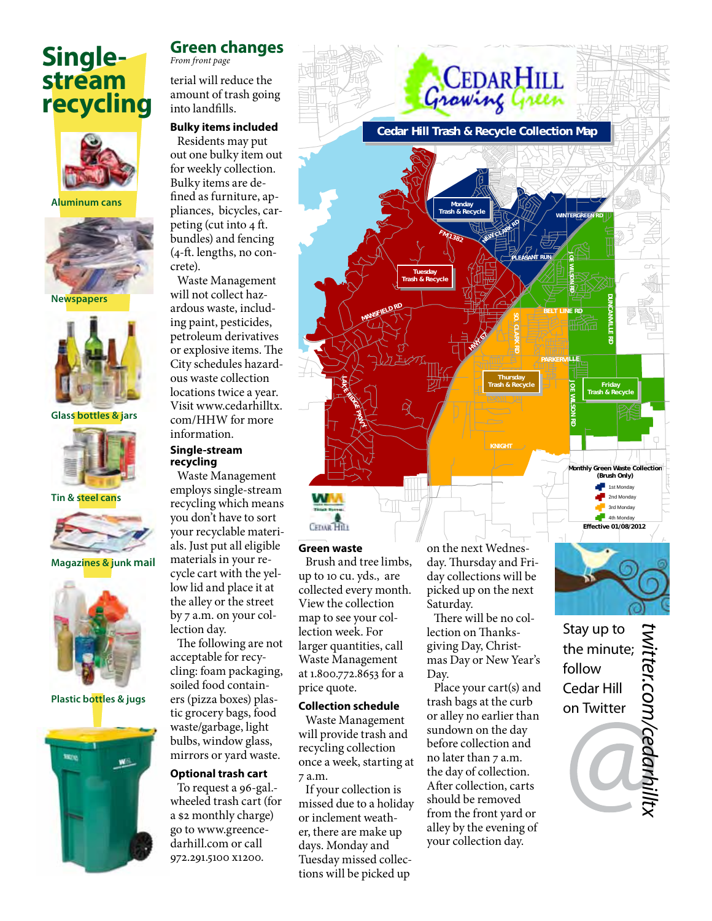# Single-stream recycling

Aluminum cans

Newspapers

Glass bottles & jars

Tin & steel cans

Magazines & junk mail

Plastic bottles & jugs

## Green changes

*From front page*

terial will reduce the amount of trash going into landfills.

### Bulky items included

Residents may put out one bulky item out for weekly collection. Bulky items are defined as furniture, appliances, bicycles, carpeting (cut into 4 ft. bundles) and fencing (4-ft. lengths, no concrete).

Waste Management will not collect hazardous waste, including paint, pesticides, petroleum derivatives or explosive items. The City schedules hazardous waste collection locations twice a year. Visit www.cedarhilltx.com/HHW for more information.

### Single-stream recycling

Waste Management employs single-stream recycling which means you don't have to sort your recyclable materials. Just put all eligible materials in your recycle cart with the yellow lid and place it at the alley or the street by 7 a.m. on your collection day.

The following are not acceptable for recycling: foam packaging, soiled food containers (pizza boxes) plastic grocery bags, food waste/garbage, light bulbs, window glass, mirrors or yard waste.

### Optional trash cart

To request a 96-gal.-wheeled trash cart (for a $2 monthly charge) go to www.greencedarhill.com or call 972.291.5100 x1200.

## Cedar Hill Growing Green

### Cedar Hill Trash & Recycle Collection Map

Monday Trash & Recycle

Tuesday Trash & Recycle

Thursday Trash & Recycle

Friday Trash & Recycle

WINTERGREEN RD, FM1382, NEW CLARK RD, PLEASANT RUN, JOE WILSON RD, MANSFIELD RD, BELT LINE RD, DUNCANVILLE RD, HWY 67, SO. CLARK RD, PARKERVILLE, LAKE RIDGE PKWY, KNIGHT

Monthly Green Waste Collection (Brush Only)

- 1st Monday
- 2nd Monday
- 3rd Monday
- 4th Monday

Effective 01/08/2012

### Green waste

Brush and tree limbs, up to 10 cu. yds., are collected every month. View the collection map to see your collection week. For larger quantities, call Waste Management at 1.800.772.8653 for a price quote.

### Collection schedule

Waste Management will provide trash and recycling collection once a week, starting at 7 a.m.

If your collection is missed due to a holiday or inclement weather, there are make up days. Monday and Tuesday missed collections will be picked up on the next Wednesday. Thursday and Friday collections will be picked up on the next Saturday.

There will be no collection on Thanksgiving Day, Christmas Day or New Year's Day.

Place your cart(s) and trash bags at the curb or alley no earlier than sundown on the day before collection and no later than 7 a.m. the day of collection. After collection, carts should be removed from the front yard or alley by the evening of your collection day.

Stay up to the minute; follow Cedar Hill on Twitter

twitter.com/cedarhilltx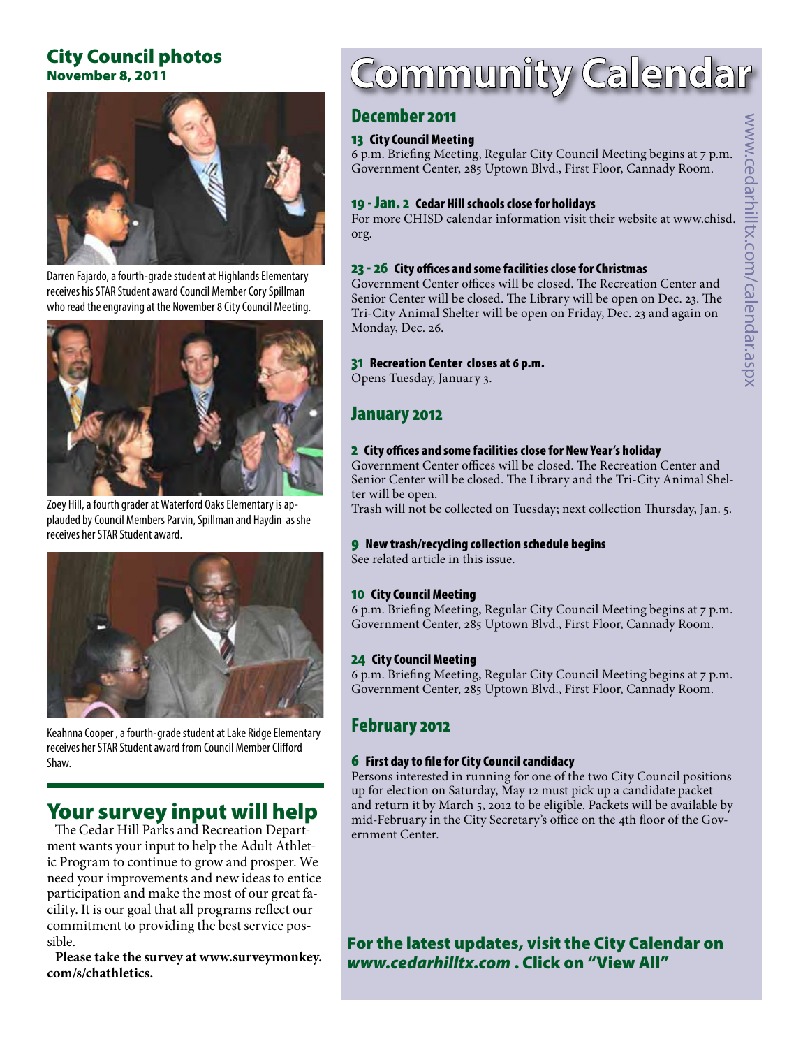## City Council photos
### November 8, 2011

Darren Fajardo, a fourth-grade student at Highlands Elementary receives his STAR Student award Council Member Cory Spillman who read the engraving at the November 8 City Council Meeting.

Zoey Hill, a fourth grader at Waterford Oaks Elementary is applauded by Council Members Parvin, Spillman and Haydin as she receives her STAR Student award.

Keahnna Cooper , a fourth-grade student at Lake Ridge Elementary receives her STAR Student award from Council Member Clifford Shaw.

## Your survey input will help

The Cedar Hill Parks and Recreation Department wants your input to help the Adult Athletic Program to continue to grow and prosper. We need your improvements and new ideas to entice participation and make the most of our great facility. It is our goal that all programs reflect our commitment to providing the best service possible.

**Please take the survey at www.surveymonkey.com/s/chathletics.**

# Community Calendar

www.cedarhilltx.com/calendar.aspx

## December 2011

**13 City Council Meeting**
6 p.m. Briefing Meeting, Regular City Council Meeting begins at 7 p.m. Government Center, 285 Uptown Blvd., First Floor, Cannady Room.

**19 - Jan. 2 Cedar Hill schools close for holidays**
For more CHISD calendar information visit their website at www.chisd.org.

**23 - 26 City offices and some facilities close for Christmas**
Government Center offices will be closed. The Recreation Center and Senior Center will be closed. The Library will be open on Dec. 23. The Tri-City Animal Shelter will be open on Friday, Dec. 23 and again on Monday, Dec. 26.

**31 Recreation Center closes at 6 p.m.**
Opens Tuesday, January 3.

## January 2012

**2 City offices and some facilities close for New Year's holiday**
Government Center offices will be closed. The Recreation Center and Senior Center will be closed. The Library and the Tri-City Animal Shelter will be open.
Trash will not be collected on Tuesday; next collection Thursday, Jan. 5.

**9 New trash/recycling collection schedule begins**
See related article in this issue.

**10 City Council Meeting**
6 p.m. Briefing Meeting, Regular City Council Meeting begins at 7 p.m. Government Center, 285 Uptown Blvd., First Floor, Cannady Room.

**24 City Council Meeting**
6 p.m. Briefing Meeting, Regular City Council Meeting begins at 7 p.m. Government Center, 285 Uptown Blvd., First Floor, Cannady Room.

## February 2012

**6 First day to file for City Council candidacy**
Persons interested in running for one of the two City Council positions up for election on Saturday, May 12 must pick up a candidate packet and return it by March 5, 2012 to be eligible. Packets will be available by mid-February in the City Secretary's office on the 4th floor of the Government Center.

**For the latest updates, visit the City Calendar on *www.cedarhilltx.com* . Click on "View All"**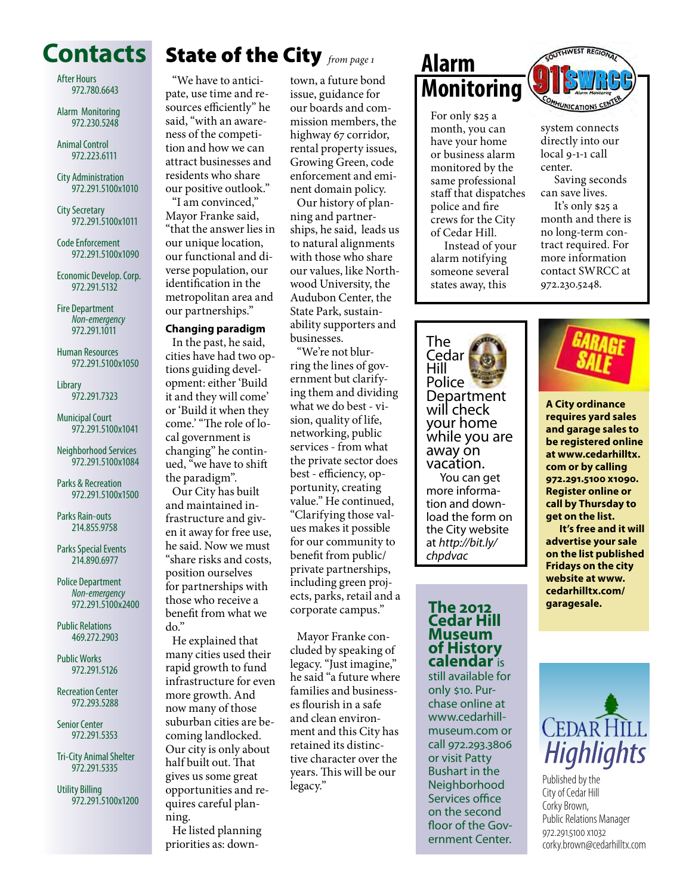# Contacts

After Hours
972.780.6643

Alarm Monitoring
972.230.5248

Animal Control
972.223.6111

City Administration
972.291.5100x1010

City Secretary
972.291.5100x1011

Code Enforcement
972.291.5100x1090

Economic Develop. Corp.
972.291.5132

Fire Department
*Non-emergency*
972.291.1011

Human Resources
972.291.5100x1050

Library
972.291.7323

Municipal Court
972.291.5100x1041

Neighborhood Services
972.291.5100x1084

Parks & Recreation
972.291.5100x1500

Parks Rain-outs
214.855.9758

Parks Special Events
214.890.6977

Police Department
*Non-emergency*
972.291.5100x2400

Public Relations
469.272.2903

Public Works
972.291.5126

Recreation Center
972.293.5288

Senior Center
972.291.5353

Tri-City Animal Shelter
972.291.5335

Utility Billing
972.291.5100x1200

# State of the City *from page 1*

"We have to anticipate, use time and resources efficiently" he said, "with an awareness of the competition and how we can attract businesses and residents who share our positive outlook."

"I am convinced," Mayor Franke said, "that the answer lies in our unique location, our functional and diverse population, our identification in the metropolitan area and our partnerships."

**Changing paradigm**

In the past, he said, cities have had two options guiding development: either 'Build it and they will come' or 'Build it when they come.' "The role of local government is changing" he continued, "we have to shift the paradigm".

Our City has built and maintained infrastructure and given it away for free use, he said. Now we must "share risks and costs, position ourselves for partnerships with those who receive a benefit from what we do."

He explained that many cities used their rapid growth to fund infrastructure for even more growth. And now many of those suburban cities are becoming landlocked. Our city is only about half built out. That gives us some great opportunities and requires careful planning.

He listed planning priorities as: downtown, a future bond issue, guidance for our boards and commission members, the highway 67 corridor, rental property issues, Growing Green, code enforcement and eminent domain policy.

Our history of planning and partnerships, he said, leads us to natural alignments with those who share our values, like Northwood University, the Audubon Center, the State Park, sustainability supporters and businesses.

"We're not blurring the lines of government but clarifying them and dividing what we do best - vision, quality of life, networking, public services - from what the private sector does best - efficiency, opportunity, creating value." He continued, "Clarifying those values makes it possible for our community to benefit from public/private partnerships, including green projects, parks, retail and a corporate campus."

Mayor Franke concluded by speaking of legacy. "Just imagine," he said "a future where families and businesses flourish in a safe and clean environment and this City has retained its distinctive character over the years. This will be our legacy."

# Alarm Monitoring

Southwest Regional 911 SWRCC Alarm Monitoring Communications Center

For only $25 a month, you can have your home or business alarm monitored by the same professional staff that dispatches police and fire crews for the City of Cedar Hill.

Instead of your alarm notifying someone several states away, this system connects directly into our local 9-1-1 call center.

Saving seconds can save lives.

It's only $25 a month and there is no long-term contract required. For more information contact SWRCC at 972.230.5248.

## The Cedar Hill Police Department will check your home while you are away on vacation.

You can get more information and download the form on the City website at *http://bit.ly/chpdvac*

GARAGE SALE

**A City ordinance requires yard sales and garage sales to be registered online at www.cedarhilltx.com or by calling 972.291.5100 x1090. Register online or call by Thursday to get on the list.**

**It's free and it will advertise your sale on the list published Fridays on the city website at www.cedarhilltx.com/garagesale.**

**The 2012 Cedar Hill Museum of History calendar** is still available for only $10. Purchase online at www.cedarhillmuseum.com or call 972.293.3806 or visit Patty Bushart in the Neighborhood Services office on the second floor of the Government Center.

CEDAR HILL *Highlights*

Published by the City of Cedar Hill
Corky Brown,
Public Relations Manager
972.291.5100 x1032
corky.brown@cedarhilltx.com